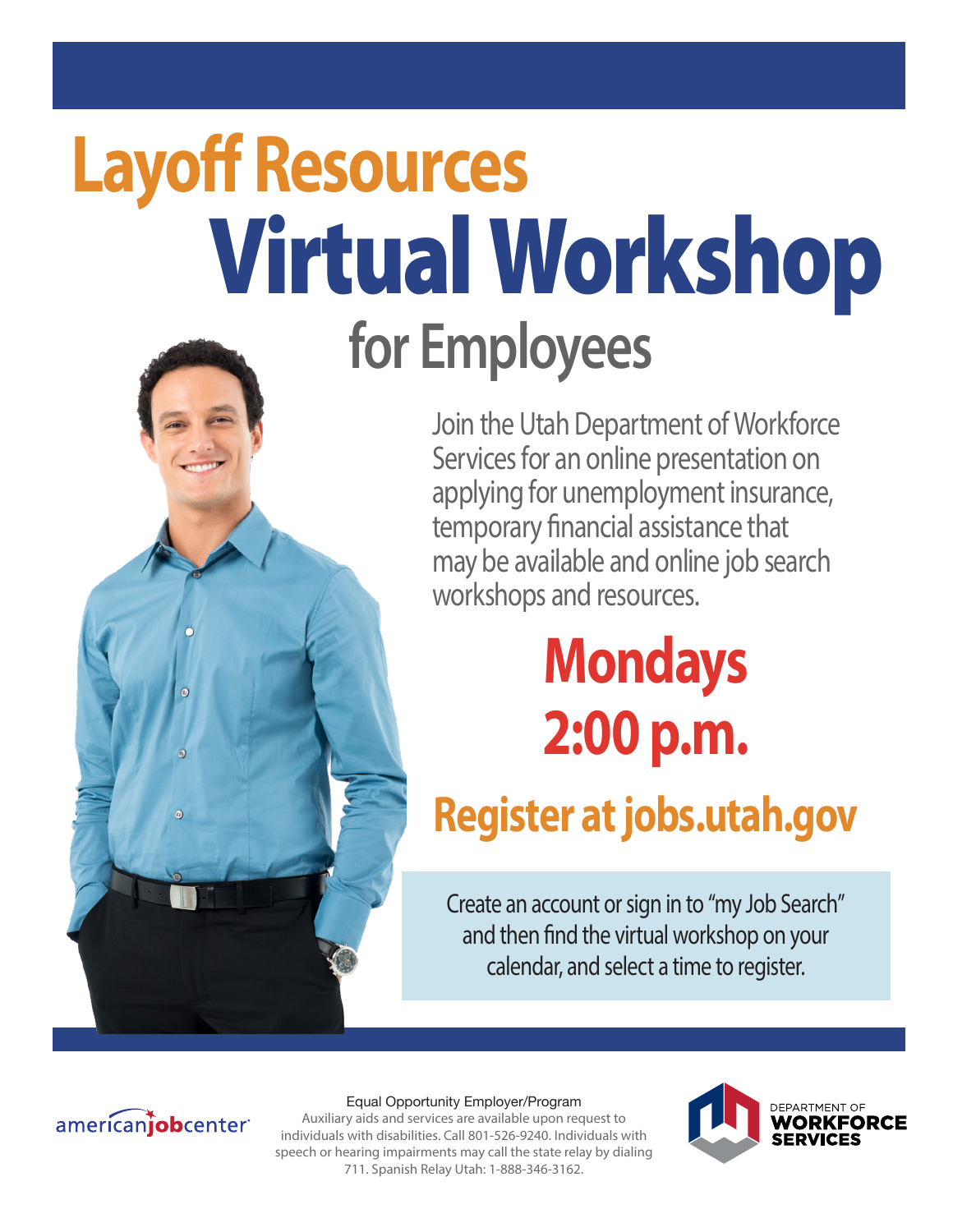# Layoff Resources
# Virtual Workshop
## for Employees

Join the Utah Department of Workforce Services for an online presentation on applying for unemployment insurance, temporary financial assistance that may be available and online job search workshops and resources.

## Mondays
## 2:00 p.m.

## Register at jobs.utah.gov

Create an account or sign in to "my Job Search" and then find the virtual workshop on your calendar, and select a time to register.

americanjobcenter

Equal Opportunity Employer/Program
Auxiliary aids and services are available upon request to individuals with disabilities. Call 801-526-9240. Individuals with speech or hearing impairments may call the state relay by dialing 711. Spanish Relay Utah: 1-888-346-3162.

DEPARTMENT OF WORKFORCE SERVICES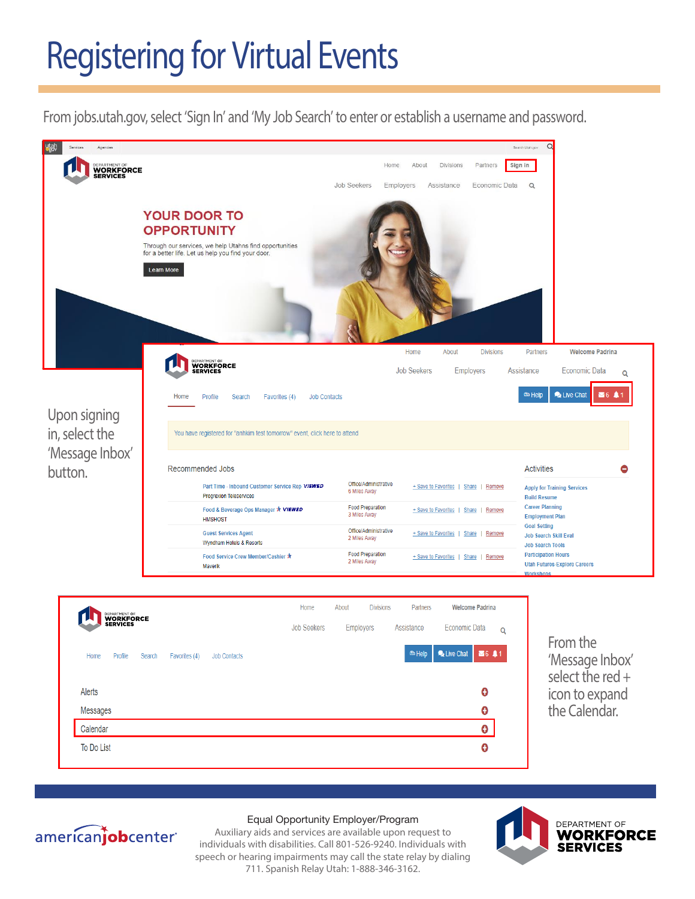# Registering for Virtual Events

From jobs.utah.gov, select ‘Sign In’ and ‘My Job Search’ to enter or establish a username and password.

Upon signing in, select the ‘Message Inbox’ button.

From the ‘Message Inbox’ select the red + icon to expand the Calendar.

Equal Opportunity Employer/Program

Auxiliary aids and services are available upon request to individuals with disabilities. Call 801-526-9240. Individuals with speech or hearing impairments may call the state relay by dialing 711. Spanish Relay Utah: 1-888-346-3162.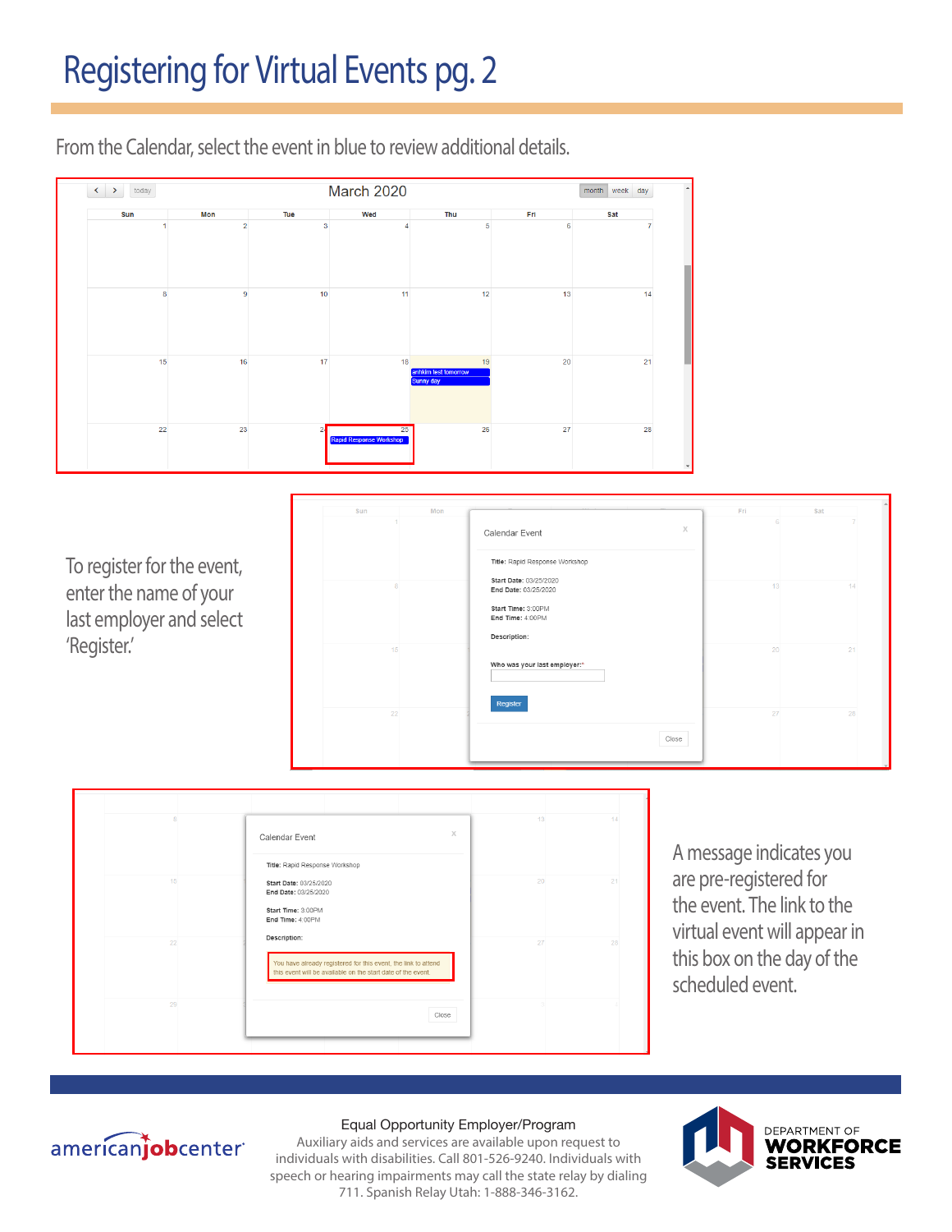# Registering for Virtual Events pg. 2

From the Calendar, select the event in blue to review additional details.

March 2020

| Sun | Mon | Tue | Wed | Thu | Fri | Sat |
|---|---|---|---|---|---|---|
| 1 | 2 | 3 | 4 | 5 | 6 | 7 |
| 8 | 9 | 10 | 11 | 12 | 13 | 14 |
| 15 | 16 | 17 | 18 | 19 anhklm test tomorrow Sunny day | 20 | 21 |
| 22 | 23 | 24 | 25 Rapid Response Workshop | 26 | 27 | 28 |

To register for the event, enter the name of your last employer and select 'Register.'

Calendar Event

**Title:** Rapid Response Workshop

**Start Date:** 03/25/2020
**End Date:** 03/25/2020

**Start Time:** 3:00PM
**End Time:** 4:00PM

**Description:**

**Who was your last employer:***

Register

Close

A message indicates you are pre-registered for the event. The link to the virtual event will appear in this box on the day of the scheduled event.

Calendar Event

**Title:** Rapid Response Workshop

**Start Date:** 03/25/2020
**End Date:** 03/25/2020

**Start Time:** 3:00PM
**End Time:** 4:00PM

**Description:**

You have already registered for this event, the link to attend this event will be available on the start date of the event.

Close

americanjobcenter

Equal Opportunity Employer/Program
Auxiliary aids and services are available upon request to individuals with disabilities. Call 801-526-9240. Individuals with speech or hearing impairments may call the state relay by dialing 711. Spanish Relay Utah: 1-888-346-3162.

DEPARTMENT OF WORKFORCE SERVICES